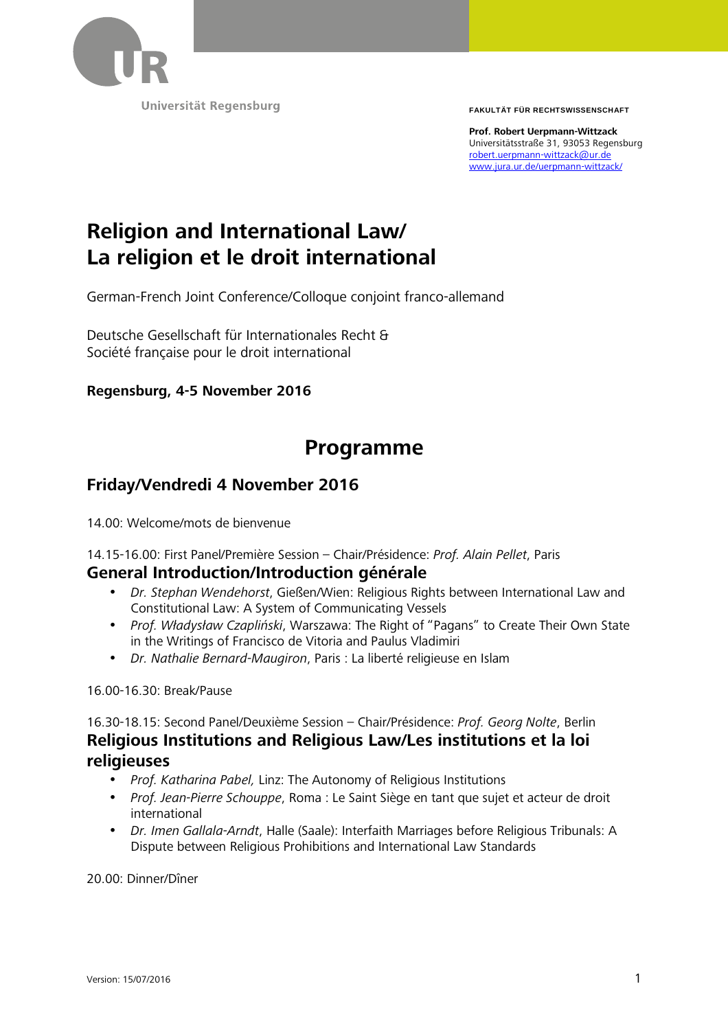Universität Regensburg

FAKULTÄT FÜR RECHTSWISSENSCHAFT

**Prof. Robert Uerpmann-Wittzack**
Universitätsstraße 31, 93053 Regensburg
robert.uerpmann-wittzack@ur.de
www.jura.ur.de/uerpmann-wittzack/

# Religion and International Law/ La religion et le droit international

German-French Joint Conference/Colloque conjoint franco-allemand

Deutsche Gesellschaft für Internationales Recht &
Société française pour le droit international

**Regensburg, 4-5 November 2016**

# Programme

## Friday/Vendredi 4 November 2016

14.00: Welcome/mots de bienvenue

14.15-16.00: First Panel/Première Session – Chair/Présidence: *Prof. Alain Pellet*, Paris

### General Introduction/Introduction générale

- *Dr. Stephan Wendehorst*, Gießen/Wien: Religious Rights between International Law and Constitutional Law: A System of Communicating Vessels
- *Prof. Władysław Czapliński*, Warszawa: The Right of "Pagans" to Create Their Own State in the Writings of Francisco de Vitoria and Paulus Vladimiri
- *Dr. Nathalie Bernard-Maugiron*, Paris : La liberté religieuse en Islam

16.00-16.30: Break/Pause

16.30-18.15: Second Panel/Deuxième Session – Chair/Présidence: *Prof. Georg Nolte*, Berlin

### Religious Institutions and Religious Law/Les institutions et la loi religieuses

- *Prof. Katharina Pabel,* Linz: The Autonomy of Religious Institutions
- *Prof. Jean-Pierre Schouppe*, Roma : Le Saint Siège en tant que sujet et acteur de droit international
- *Dr. Imen Gallala-Arndt*, Halle (Saale): Interfaith Marriages before Religious Tribunals: A Dispute between Religious Prohibitions and International Law Standards

20.00: Dinner/Dîner

Version: 15/07/2016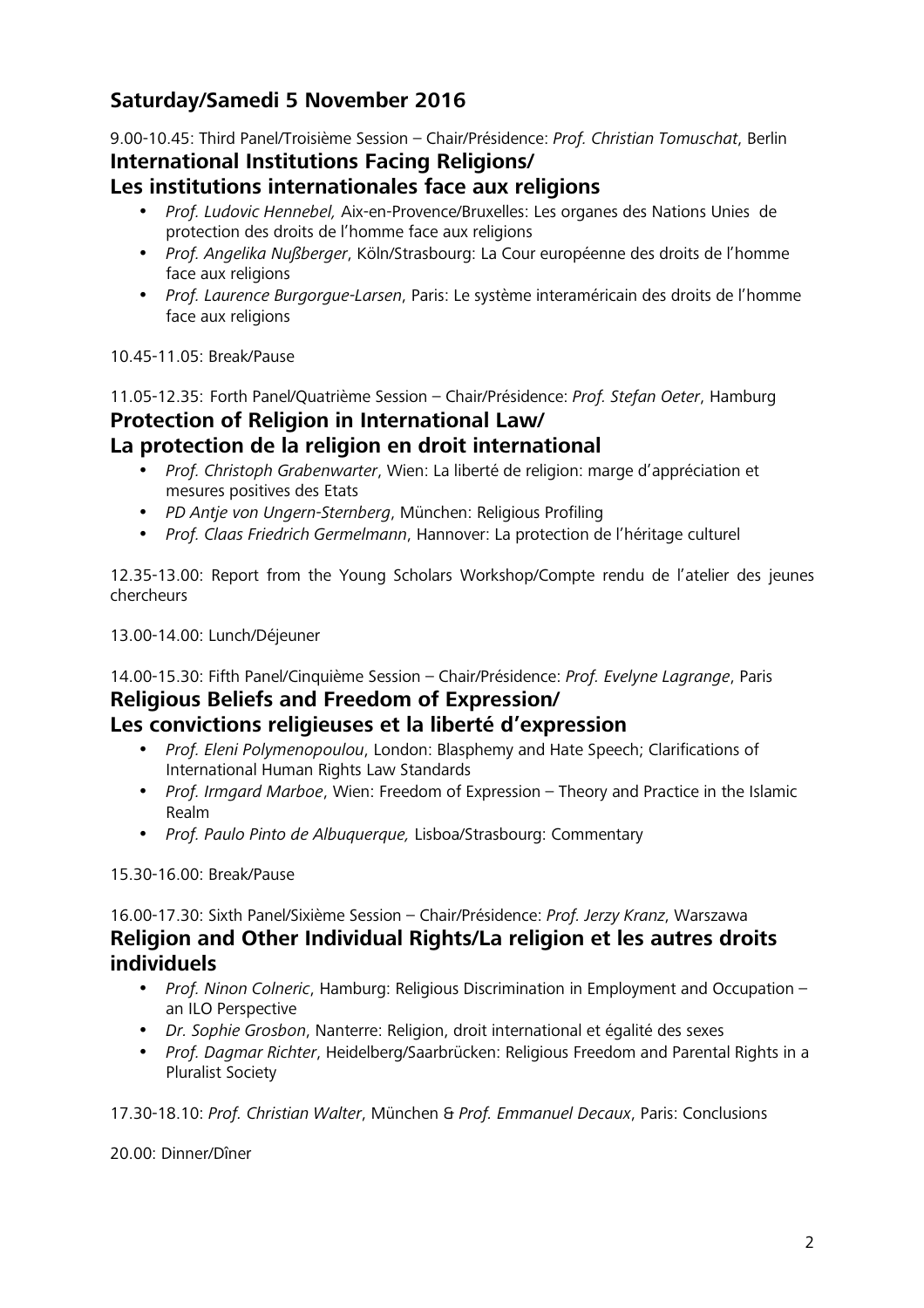## Saturday/Samedi 5 November 2016

9.00-10.45: Third Panel/Troisième Session – Chair/Présidence: *Prof. Christian Tomuschat*, Berlin

### International Institutions Facing Religions/ Les institutions internationales face aux religions

- *Prof. Ludovic Hennebel,* Aix-en-Provence/Bruxelles: Les organes des Nations Unies de protection des droits de l'homme face aux religions
- *Prof. Angelika Nußberger*, Köln/Strasbourg: La Cour européenne des droits de l'homme face aux religions
- *Prof. Laurence Burgorgue-Larsen*, Paris: Le système interaméricain des droits de l'homme face aux religions

10.45-11.05: Break/Pause

11.05-12.35: Forth Panel/Quatrième Session – Chair/Présidence: *Prof. Stefan Oeter*, Hamburg

### Protection of Religion in International Law/ La protection de la religion en droit international

- *Prof. Christoph Grabenwarter*, Wien: La liberté de religion: marge d'appréciation et mesures positives des Etats
- *PD Antje von Ungern-Sternberg*, München: Religious Profiling
- *Prof. Claas Friedrich Germelmann*, Hannover: La protection de l'héritage culturel

12.35-13.00: Report from the Young Scholars Workshop/Compte rendu de l'atelier des jeunes chercheurs

13.00-14.00: Lunch/Déjeuner

14.00-15.30: Fifth Panel/Cinquième Session – Chair/Présidence: *Prof. Evelyne Lagrange*, Paris

### Religious Beliefs and Freedom of Expression/ Les convictions religieuses et la liberté d'expression

- *Prof. Eleni Polymenopoulou*, London: Blasphemy and Hate Speech; Clarifications of International Human Rights Law Standards
- *Prof. Irmgard Marboe*, Wien: Freedom of Expression – Theory and Practice in the Islamic Realm
- *Prof. Paulo Pinto de Albuquerque,* Lisboa/Strasbourg: Commentary

15.30-16.00: Break/Pause

16.00-17.30: Sixth Panel/Sixième Session – Chair/Présidence: *Prof. Jerzy Kranz*, Warszawa

### Religion and Other Individual Rights/La religion et les autres droits individuels

- *Prof. Ninon Colneric*, Hamburg: Religious Discrimination in Employment and Occupation – an ILO Perspective
- *Dr. Sophie Grosbon*, Nanterre: Religion, droit international et égalité des sexes
- *Prof. Dagmar Richter*, Heidelberg/Saarbrücken: Religious Freedom and Parental Rights in a Pluralist Society

17.30-18.10: *Prof. Christian Walter*, München & *Prof. Emmanuel Decaux*, Paris: Conclusions

20.00: Dinner/Dîner